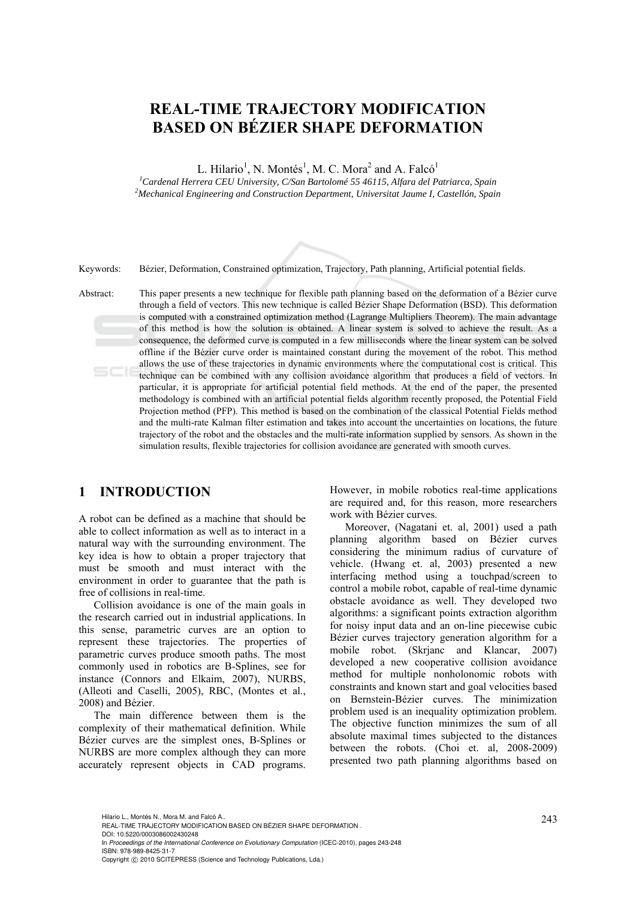# REAL-TIME TRAJECTORY MODIFICATION BASED ON BÉZIER SHAPE DEFORMATION

L. Hilario[1], N. Montés[1], M. C. Mora[2] and A. Falcó[1]

[1]*Cardenal Herrera CEU University, C/San Bartolomé 55 46115, Alfara del Patriarca, Spain*
[2]*Mechanical Engineering and Construction Department, Universitat Jaume I, Castellón, Spain*

Keywords: Bézier, Deformation, Constrained optimization, Trajectory, Path planning, Artificial potential fields.

Abstract: This paper presents a new technique for flexible path planning based on the deformation of a Bézier curve through a field of vectors. This new technique is called Bézier Shape Deformation (BSD). This deformation is computed with a constrained optimization method (Lagrange Multipliers Theorem). The main advantage of this method is how the solution is obtained. A linear system is solved to achieve the result. As a consequence, the deformed curve is computed in a few milliseconds where the linear system can be solved offline if the Bézier curve order is maintained constant during the movement of the robot. This method allows the use of these trajectories in dynamic environments where the computational cost is critical. This technique can be combined with any collision avoidance algorithm that produces a field of vectors. In particular, it is appropriate for artificial potential field methods. At the end of the paper, the presented methodology is combined with an artificial potential fields algorithm recently proposed, the Potential Field Projection method (PFP). This method is based on the combination of the classical Potential Fields method and the multi-rate Kalman filter estimation and takes into account the uncertainties on locations, the future trajectory of the robot and the obstacles and the multi-rate information supplied by sensors. As shown in the simulation results, flexible trajectories for collision avoidance are generated with smooth curves.

## 1 INTRODUCTION

A robot can be defined as a machine that should be able to collect information as well as to interact in a natural way with the surrounding environment. The key idea is how to obtain a proper trajectory that must be smooth and must interact with the environment in order to guarantee that the path is free of collisions in real-time.

Collision avoidance is one of the main goals in the research carried out in industrial applications. In this sense, parametric curves are an option to represent these trajectories. The properties of parametric curves produce smooth paths. The most commonly used in robotics are B-Splines, see for instance (Connors and Elkaim, 2007), NURBS, (Alleoti and Caselli, 2005), RBC, (Montes et al., 2008) and Bézier.

The main difference between them is the complexity of their mathematical definition. While Bézier curves are the simplest ones, B-Splines or NURBS are more complex although they can more accurately represent objects in CAD programs. However, in mobile robotics real-time applications are required and, for this reason, more researchers work with Bézier curves.

Moreover, (Nagatani et. al, 2001) used a path planning algorithm based on Bézier curves considering the minimum radius of curvature of vehicle. (Hwang et. al, 2003) presented a new interfacing method using a touchpad/screen to control a mobile robot, capable of real-time dynamic obstacle avoidance as well. They developed two algorithms: a significant points extraction algorithm for noisy input data and an on-line piecewise cubic Bézier curves trajectory generation algorithm for a mobile robot. (Skrjanc and Klancar, 2007) developed a new cooperative collision avoidance method for multiple nonholonomic robots with constraints and known start and goal velocities based on Bernstein-Bézier curves. The minimization problem used is an inequality optimization problem. The objective function minimizes the sum of all absolute maximal times subjected to the distances between the robots. (Choi et. al, 2008-2009) presented two path planning algorithms based on

Hilario L., Montés N., Mora M. and Falcó A..
REAL-TIME TRAJECTORY MODIFICATION BASED ON BÉZIER SHAPE DEFORMATION .
DOI: 10.5220/0003086002430248
In *Proceedings of the International Conference on Evolutionary Computation* (ICEC-2010), pages 243-248
ISBN: 978-989-8425-31-7
Copyright © 2010 SCITEPRESS (Science and Technology Publications, Lda.)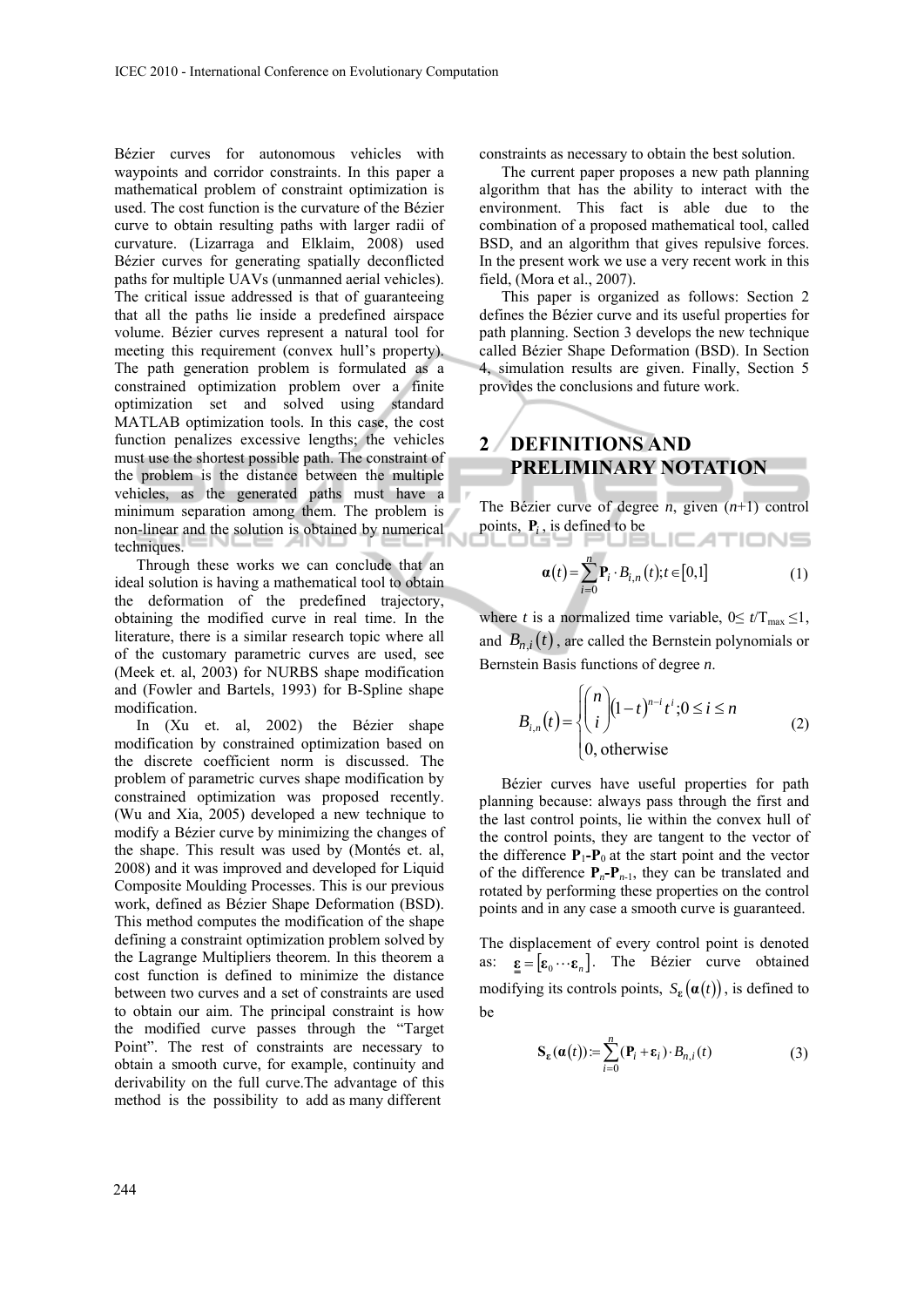Bézier curves for autonomous vehicles with waypoints and corridor constraints. In this paper a mathematical problem of constraint optimization is used. The cost function is the curvature of the Bézier curve to obtain resulting paths with larger radii of curvature. (Lizarraga and Elklaim, 2008) used Bézier curves for generating spatially deconflicted paths for multiple UAVs (unmanned aerial vehicles). The critical issue addressed is that of guaranteeing that all the paths lie inside a predefined airspace volume. Bézier curves represent a natural tool for meeting this requirement (convex hull's property). The path generation problem is formulated as a constrained optimization problem over a finite optimization set and solved using standard MATLAB optimization tools. In this case, the cost function penalizes excessive lengths; the vehicles must use the shortest possible path. The constraint of the problem is the distance between the multiple vehicles, as the generated paths must have a minimum separation among them. The problem is non-linear and the solution is obtained by numerical techniques.

Through these works we can conclude that an ideal solution is having a mathematical tool to obtain the deformation of the predefined trajectory, obtaining the modified curve in real time. In the literature, there is a similar research topic where all of the customary parametric curves are used, see (Meek et. al, 2003) for NURBS shape modification and (Fowler and Bartels, 1993) for B-Spline shape modification.

In (Xu et. al, 2002) the Bézier shape modification by constrained optimization based on the discrete coefficient norm is discussed. The problem of parametric curves shape modification by constrained optimization was proposed recently. (Wu and Xia, 2005) developed a new technique to modify a Bézier curve by minimizing the changes of the shape. This result was used by (Montés et. al, 2008) and it was improved and developed for Liquid Composite Moulding Processes. This is our previous work, defined as Bézier Shape Deformation (BSD). This method computes the modification of the shape defining a constraint optimization problem solved by the Lagrange Multipliers theorem. In this theorem a cost function is defined to minimize the distance between two curves and a set of constraints are used to obtain our aim. The principal constraint is how the modified curve passes through the "Target Point". The rest of constraints are necessary to obtain a smooth curve, for example, continuity and derivability on the full curve.The advantage of this method is the possibility to add as many different constraints as necessary to obtain the best solution.

The current paper proposes a new path planning algorithm that has the ability to interact with the environment. This fact is able due to the combination of a proposed mathematical tool, called BSD, and an algorithm that gives repulsive forces. In the present work we use a very recent work in this field, (Mora et al., 2007).

This paper is organized as follows: Section 2 defines the Bézier curve and its useful properties for path planning. Section 3 develops the new technique called Bézier Shape Deformation (BSD). In Section 4, simulation results are given. Finally, Section 5 provides the conclusions and future work.

## 2 DEFINITIONS AND PRELIMINARY NOTATION

The Bézier curve of degree $n$, given ($n$+1) control points, $\mathbf{P}_i$, is defined to be

$$\boldsymbol{\alpha}(t)=\sum_{i=0}^{n}\mathbf{P}_i\cdot B_{i,n}(t);t\in[0,1] \tag{1}$$

where $t$ is a normalized time variable, $0\leq t/T_{\max}\leq 1$, and $B_{n,i}(t)$, are called the Bernstein polynomials or Bernstein Basis functions of degree $n$.

$$B_{i,n}(t)=\begin{cases}\binom{n}{i}(1-t)^{n-i}t^{i};0\leq i\leq n\\ 0,\text{ otherwise}\end{cases} \tag{2}$$

Bézier curves have useful properties for path planning because: always pass through the first and the last control points, lie within the convex hull of the control points, they are tangent to the vector of the difference $\mathbf{P}_1$-$\mathbf{P}_0$ at the start point and the vector of the difference $\mathbf{P}_n$-$\mathbf{P}_{n-1}$, they can be translated and rotated by performing these properties on the control points and in any case a smooth curve is guaranteed.

The displacement of every control point is denoted as: $\underline{\underline{\boldsymbol{\varepsilon}}}=[\boldsymbol{\varepsilon}_0\cdots\boldsymbol{\varepsilon}_n]$. The Bézier curve obtained modifying its controls points, $S_{\boldsymbol{\varepsilon}}(\boldsymbol{\alpha}(t))$, is defined to be

$$\mathbf{S}_{\boldsymbol{\varepsilon}}(\boldsymbol{\alpha}(t)):=\sum_{i=0}^{n}(\mathbf{P}_i+\boldsymbol{\varepsilon}_i)\cdot B_{n,i}(t) \tag{3}$$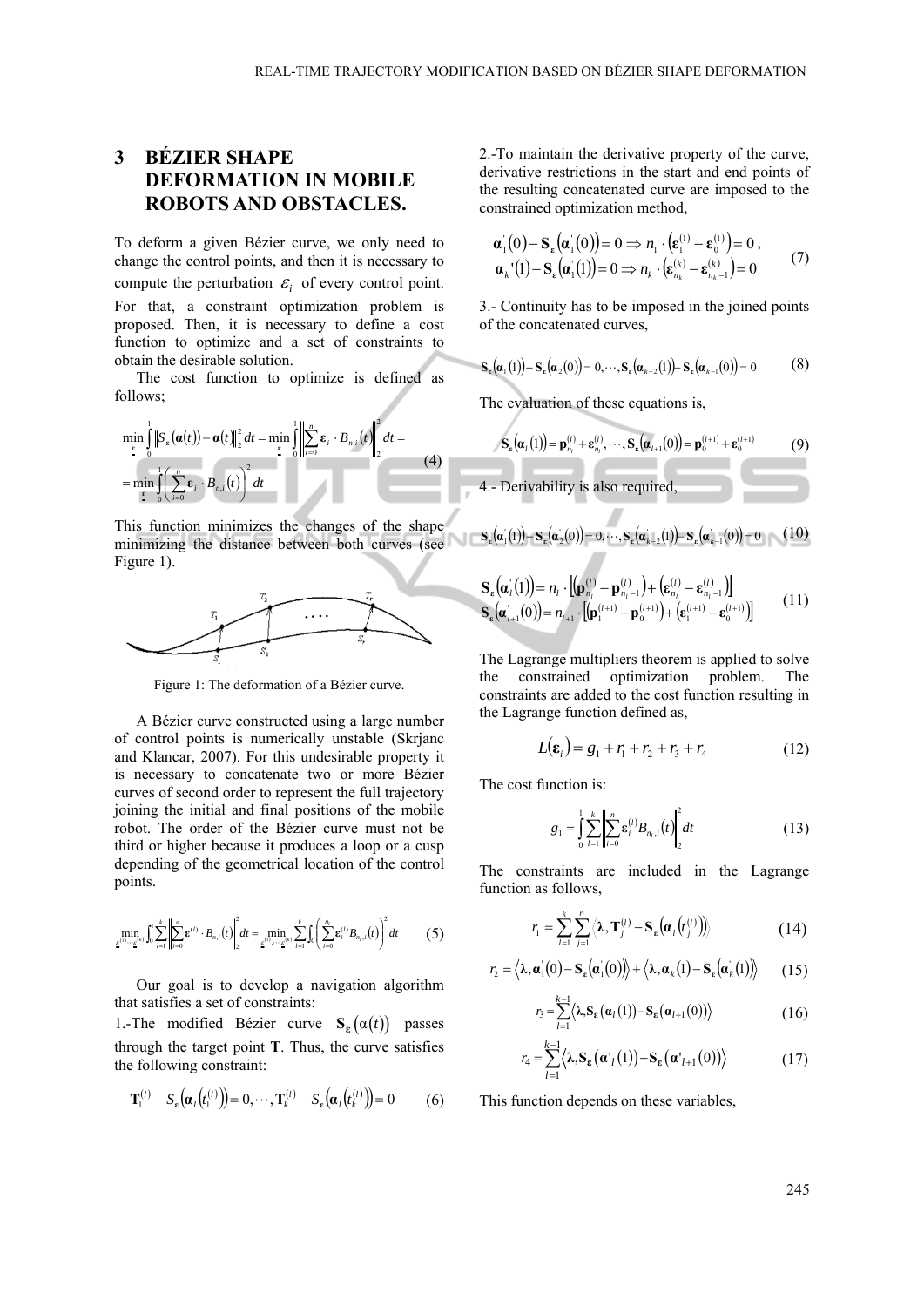## 3 BÉZIER SHAPE DEFORMATION IN MOBILE ROBOTS AND OBSTACLES.

To deform a given Bézier curve, we only need to change the control points, and then it is necessary to compute the perturbation $\varepsilon_i$ of every control point. For that, a constraint optimization problem is proposed. Then, it is necessary to define a cost function to optimize and a set of constraints to obtain the desirable solution.

The cost function to optimize is defined as follows;

$$\min_{\underline{\varepsilon}} \int_0^1 \left\| S_{\varepsilon}(\boldsymbol{\alpha}(t)) - \boldsymbol{\alpha}(t) \right\|_2^2 dt = \min_{\underline{\varepsilon}} \int_0^1 \left\| \sum_{i=0}^{n} \boldsymbol{\varepsilon}_i \cdot B_{n,i}(t) \right\|_2^2 dt = \\ = \min_{\underline{\varepsilon}} \int_0^1 \left( \sum_{i=0}^{n} \boldsymbol{\varepsilon}_i \cdot B_{n,i}(t) \right)^2 dt \tag{4}$$

This function minimizes the changes of the shape minimizing the distance between both curves (see Figure 1).

$T_1$ $T_2$ $T_r$ $S_1$ $S_2$ $S_r$

Figure 1: The deformation of a Bézier curve.

A Bézier curve constructed using a large number of control points is numerically unstable (Skrjanc and Klancar, 2007). For this undesirable property it is necessary to concatenate two or more Bézier curves of second order to represent the full trajectory joining the initial and final positions of the mobile robot. The order of the Bézier curve must not be third or higher because it produces a loop or a cusp depending of the geometrical location of the control points.

$$\min_{\underline{\varepsilon}^{(1)},\cdots,\underline{\varepsilon}^{(k)}} \int_0^1 \sum_{l=1}^{k} \left\| \sum_{i=0}^{n} \boldsymbol{\varepsilon}_i^{(l)} \cdot B_{n,i}(t) \right\|_2^2 dt = \min_{\underline{\varepsilon}^{(1)},\cdots,\underline{\varepsilon}^{(k)}} \sum_{l=1}^{k} \int_0^1 \left( \sum_{i=0}^{n} \boldsymbol{\varepsilon}_i^{(l)} B_{n_l,i}(t) \right)^2 dt \tag{5}$$

Our goal is to develop a navigation algorithm that satisfies a set of constraints:

1.-The modified Bézier curve $\mathbf{S}_{\boldsymbol{\varepsilon}}(\alpha(t))$ passes through the target point $\mathbf{T}$. Thus, the curve satisfies the following constraint:

$$\mathbf{T}_1^{(l)} - S_{\varepsilon}\left(\boldsymbol{\alpha}_l\left(t_1^{(l)}\right)\right) = 0, \cdots, \mathbf{T}_k^{(l)} - S_{\varepsilon}\left(\boldsymbol{\alpha}_l\left(t_k^{(l)}\right)\right) = 0 \tag{6}$$

2.-To maintain the derivative property of the curve, derivative restrictions in the start and end points of the resulting concatenated curve are imposed to the constrained optimization method,

$$\boldsymbol{\alpha}_1^{'}(0) - \mathbf{S}_{\varepsilon}\left(\boldsymbol{\alpha}_1^{'}(0)\right) = 0 \Rightarrow n_1 \cdot \left(\boldsymbol{\varepsilon}_1^{(1)} - \boldsymbol{\varepsilon}_0^{(1)}\right) = 0, \\ \boldsymbol{\alpha}_k{'}(1) - \mathbf{S}_{\varepsilon}\left(\boldsymbol{\alpha}_1^{'}(1)\right) = 0 \Rightarrow n_k \cdot \left(\boldsymbol{\varepsilon}_{n_k}^{(k)} - \boldsymbol{\varepsilon}_{n_k-1}^{(k)}\right) = 0 \tag{7}$$

3.- Continuity has to be imposed in the joined points of the concatenated curves,

$$\mathbf{S}_{\varepsilon}(\boldsymbol{\alpha}_1(1)) - \mathbf{S}_{\varepsilon}(\boldsymbol{\alpha}_2(0)) = 0, \cdots, \mathbf{S}_{\varepsilon}(\boldsymbol{\alpha}_{k-2}(1)) - \mathbf{S}_{\varepsilon}(\boldsymbol{\alpha}_{k-1}(0)) = 0 \tag{8}$$

The evaluation of these equations is,

$$\mathbf{S}_{\varepsilon}(\boldsymbol{\alpha}_l(1)) = \mathbf{p}_{n_l}^{(l)} + \boldsymbol{\varepsilon}_{n_l}^{(l)}, \cdots, \mathbf{S}_{\varepsilon}(\boldsymbol{\alpha}_{l+1}(0)) = \mathbf{p}_0^{(l+1)} + \boldsymbol{\varepsilon}_0^{(l+1)} \tag{9}$$

4.- Derivability is also required,

$$\mathbf{S}_{\varepsilon}(\boldsymbol{\alpha}_1^{'}(1)) - \mathbf{S}_{\varepsilon}(\boldsymbol{\alpha}_2^{'}(0)) = 0, \cdots, \mathbf{S}_{\varepsilon}(\boldsymbol{\alpha}_{k-2}^{'}(1)) - \mathbf{S}_{\varepsilon}(\boldsymbol{\alpha}_{k-1}^{'}(0)) = 0 \tag{10}$$

$$\mathbf{S}_{\varepsilon}(\boldsymbol{\alpha}_l^{'}(1)) = n_l \cdot \left[\left(\mathbf{p}_{n_l}^{(l)} - \mathbf{p}_{n_l-1}^{(l)}\right) + \left(\boldsymbol{\varepsilon}_{n_l}^{(l)} - \boldsymbol{\varepsilon}_{n_l-1}^{(l)}\right)\right] \\ \mathbf{S}_{\varepsilon}(\boldsymbol{\alpha}_{l+1}^{'}(0)) = n_{l+1} \cdot \left[\left(\mathbf{p}_1^{(l+1)} - \mathbf{p}_0^{(l+1)}\right) + \left(\boldsymbol{\varepsilon}_1^{(l+1)} - \boldsymbol{\varepsilon}_0^{(l+1)}\right)\right] \tag{11}$$

The Lagrange multipliers theorem is applied to solve the constrained optimization problem. The constraints are added to the cost function resulting in the Lagrange function defined as,

$$L(\boldsymbol{\varepsilon}_i) = g_1 + r_1 + r_2 + r_3 + r_4 \tag{12}$$

The cost function is:

$$g_1 = \int_0^1 \sum_{l=1}^{k} \left\| \sum_{i=0}^{n} \boldsymbol{\varepsilon}_l^{(l)} B_{n_l,i}(t) \right\|_2^2 dt \tag{13}$$

The constraints are included in the Lagrange function as follows,

$$r_1 = \sum_{l=1}^{k} \sum_{j=1}^{r_l} \left\langle \boldsymbol{\lambda}, \mathbf{T}_j^{(l)} - \mathbf{S}_{\varepsilon}\left(\boldsymbol{\alpha}_l\left(t_j^{(l)}\right)\right) \right\rangle \tag{14}$$

$$r_2 = \left\langle \boldsymbol{\lambda}, \boldsymbol{\alpha}_1^{'}(0) - \mathbf{S}_{\varepsilon}\left(\boldsymbol{\alpha}_1^{'}(0)\right) \right\rangle + \left\langle \boldsymbol{\lambda}, \boldsymbol{\alpha}_k^{'}(1) - \mathbf{S}_{\varepsilon}\left(\boldsymbol{\alpha}_k^{'}(1)\right) \right\rangle \tag{15}$$

$$r_3 = \sum_{l=1}^{k-1} \left\langle \boldsymbol{\lambda}, \mathbf{S}_{\varepsilon}(\boldsymbol{\alpha}_l(1)) - \mathbf{S}_{\varepsilon}(\boldsymbol{\alpha}_{l+1}(0)) \right\rangle \tag{16}$$

$$r_4 = \sum_{l=1}^{k-1} \left\langle \boldsymbol{\lambda}, \mathbf{S}_{\varepsilon}(\boldsymbol{\alpha}'_l(1)) - \mathbf{S}_{\varepsilon}(\boldsymbol{\alpha}'_{l+1}(0)) \right\rangle \tag{17}$$

This function depends on these variables,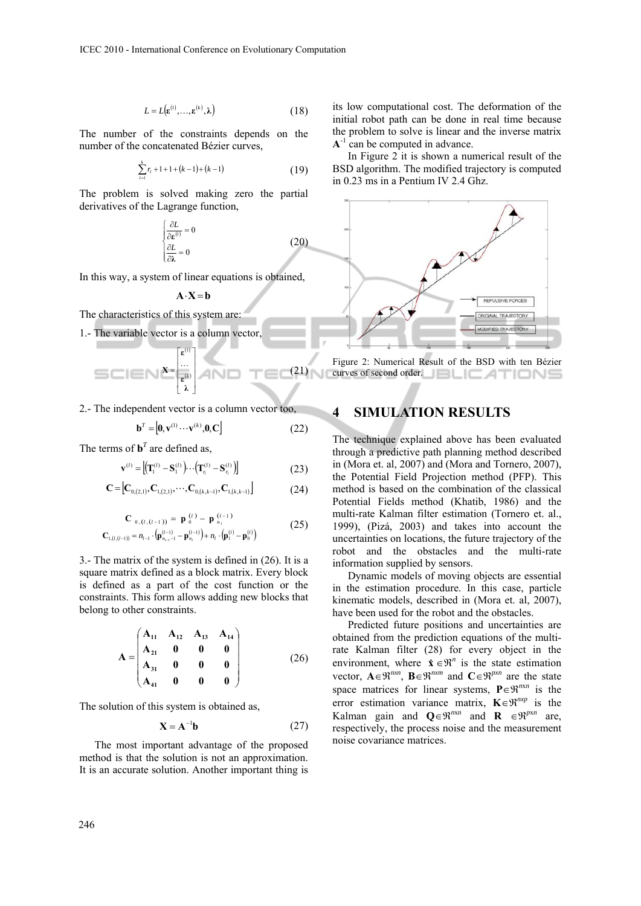$$L = L\left(\boldsymbol{\varepsilon}^{(1)}, \ldots, \boldsymbol{\varepsilon}^{(k)}, \boldsymbol{\lambda}\right) \tag{18}$$

The number of the constraints depends on the number of the concatenated Bézier curves,

$$\sum_{i=1}^{k} r_i + 1 + 1 + (k-1) + (k-1) \tag{19}$$

The problem is solved making zero the partial derivatives of the Lagrange function,

$$\begin{cases} \dfrac{\partial L}{\partial \boldsymbol{\varepsilon}^{(l)}} = 0 \\ \dfrac{\partial L}{\partial \boldsymbol{\lambda}} = 0 \end{cases} \tag{20}$$

In this way, a system of linear equations is obtained,

$$\mathbf{A} \cdot \mathbf{X} = \mathbf{b}$$

The characteristics of this system are:

1.- The variable vector is a column vector,

$$\mathbf{X} = \begin{bmatrix} \boldsymbol{\varepsilon}^{(1)} \\ \ldots \\ \boldsymbol{\varepsilon}^{(k)} \\ \boldsymbol{\lambda} \end{bmatrix} \tag{21}$$

2.- The independent vector is a column vector too,

$$\mathbf{b}^T = \left[\mathbf{0}, \mathbf{v}^{(1)} \cdots \mathbf{v}^{(k)}, \mathbf{0}, \mathbf{C}\right] \tag{22}$$

The terms of $\mathbf{b}^T$ are defined as,

$$\mathbf{v}^{(l)} = \left[\left(\mathbf{T}_1^{(l)} - \mathbf{S}_1^{(l)}\right) \cdots \left(\mathbf{T}_{r_l}^{(l)} - \mathbf{S}_{r_l}^{(l)}\right)\right] \tag{23}$$

$$\mathbf{C} = \left[\mathbf{C}_{0,(2,1)}, \mathbf{C}_{1,(2,1)}, \cdots, \mathbf{C}_{0,(k,k-1)}, \mathbf{C}_{1,(k,k-1)}\right] \tag{24}$$

$$\begin{aligned} \mathbf{C}_{0,(l,(l-1))} &= \mathbf{p}_0^{(l)} - \mathbf{p}_{n_l}^{(l-1)} \\ \mathbf{C}_{1,(l,(l-1))} &= n_{l-1} \cdot \left(\mathbf{p}_{n_{l-1}-1}^{(l-1)} - \mathbf{p}_{n_l}^{(l-1)}\right) + n_l \cdot \left(\mathbf{p}_1^{(l)} - \mathbf{p}_0^{(l)}\right) \end{aligned} \tag{25}$$

3.- The matrix of the system is defined in (26). It is a square matrix defined as a block matrix. Every block is defined as a part of the cost function or the constraints. This form allows adding new blocks that belong to other constraints.

$$\mathbf{A} = \begin{pmatrix} \mathbf{A_{11}} & \mathbf{A_{12}} & \mathbf{A_{13}} & \mathbf{A_{14}} \\ \mathbf{A_{21}} & \mathbf{0} & \mathbf{0} & \mathbf{0} \\ \mathbf{A_{31}} & \mathbf{0} & \mathbf{0} & \mathbf{0} \\ \mathbf{A_{41}} & \mathbf{0} & \mathbf{0} & \mathbf{0} \end{pmatrix} \tag{26}$$

The solution of this system is obtained as,

$$\mathbf{X} = \mathbf{A}^{-1}\mathbf{b} \tag{27}$$

The most important advantage of the proposed method is that the solution is not an approximation. It is an accurate solution. Another important thing is its low computational cost. The deformation of the initial robot path can be done in real time because the problem to solve is linear and the inverse matrix $\mathbf{A}^{-1}$ can be computed in advance.

In Figure 2 it is shown a numerical result of the BSD algorithm. The modified trajectory is computed in 0.23 ms in a Pentium IV 2.4 Ghz.

REPULSIVE FORCES

ORIGINAL TRAJECTORY

MODIFIED TRAJECTORY

Figure 2: Numerical Result of the BSD with ten Bézier curves of second order.

## 4 SIMULATION RESULTS

The technique explained above has been evaluated through a predictive path planning method described in (Mora et. al, 2007) and (Mora and Tornero, 2007), the Potential Field Projection method (PFP). This method is based on the combination of the classical Potential Fields method (Khatib, 1986) and the multi-rate Kalman filter estimation (Tornero et. al., 1999), (Pizá, 2003) and takes into account the uncertainties on locations, the future trajectory of the robot and the obstacles and the multi-rate information supplied by sensors.

Dynamic models of moving objects are essential in the estimation procedure. In this case, particle kinematic models, described in (Mora et. al, 2007), have been used for the robot and the obstacles.

Predicted future positions and uncertainties are obtained from the prediction equations of the multi-rate Kalman filter (28) for every object in the environment, where $\hat{\mathbf{x}} \in \Re^n$ is the state estimation vector, $\mathbf{A} \in \Re^{nxn}$, $\mathbf{B} \in \Re^{nxm}$ and $\mathbf{C} \in \Re^{pxn}$ are the state space matrices for linear systems, $\mathbf{P} \in \Re^{nxn}$ is the error estimation variance matrix, $\mathbf{K} \in \Re^{nxp}$ is the Kalman gain and $\mathbf{Q} \in \Re^{nxn}$ and $\mathbf{R} \in \Re^{pxn}$ are, respectively, the process noise and the measurement noise covariance matrices.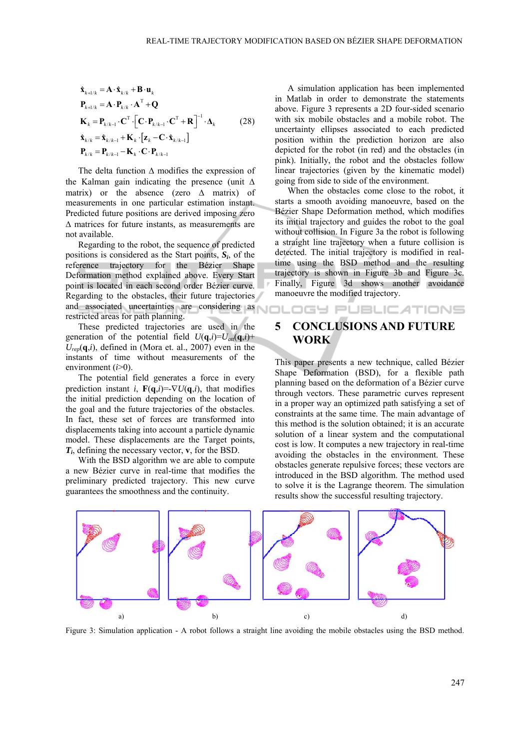$$
\begin{aligned}
&\hat{\mathbf{x}}_{k+1/k} = \mathbf{A}\cdot\hat{\mathbf{x}}_{k/k} + \mathbf{B}\cdot\mathbf{u}_k \\
&\mathbf{P}_{k+1/k} = \mathbf{A}\cdot\mathbf{P}_{k/k}\cdot\mathbf{A}^{\mathrm{T}} + \mathbf{Q} \\
&\mathbf{K}_k = \mathbf{P}_{k/k-1}\cdot\mathbf{C}^{\mathrm{T}}\cdot\left[\mathbf{C}\cdot\mathbf{P}_{k/k-1}\cdot\mathbf{C}^{\mathrm{T}} + \mathbf{R}\right]^{-1}\cdot\Delta_k \\
&\hat{\mathbf{x}}_{k/k} = \hat{\mathbf{x}}_{k/k-1} + \mathbf{K}_k\cdot\left[\mathbf{z}_k - \mathbf{C}\cdot\hat{\mathbf{x}}_{k/k-1}\right] \\
&\mathbf{P}_{k/k} = \mathbf{P}_{k/k-1} - \mathbf{K}_k\cdot\mathbf{C}\cdot\mathbf{P}_{k/k-1}
\end{aligned}
\tag{28}
$$

The delta function $\Delta$ modifies the expression of the Kalman gain indicating the presence (unit $\Delta$ matrix) or the absence (zero $\Delta$ matrix) of measurements in one particular estimation instant. Predicted future positions are derived imposing zero $\Delta$ matrices for future instants, as measurements are not available.

Regarding to the robot, the sequence of predicted positions is considered as the Start points, $\boldsymbol{S}_i$, of the reference trajectory for the Bézier Shape Deformation method explained above. Every Start point is located in each second order Bézier curve. Regarding to the obstacles, their future trajectories and associated uncertainties are considering as restricted areas for path planning.

These predicted trajectories are used in the generation of the potential field $U(\mathbf{q},i)=U_{att}(\mathbf{q},i)+U_{rep}(\mathbf{q},i)$, defined in (Mora et. al., 2007) even in the instants of time without measurements of the environment ($i$>0).

The potential field generates a force in every prediction instant $i$, $\mathbf{F}(\mathbf{q},i)=-\nabla U(\mathbf{q},i)$, that modifies the initial prediction depending on the location of the goal and the future trajectories of the obstacles. In fact, these set of forces are transformed into displacements taking into account a particle dynamic model. These displacements are the Target points, $\boldsymbol{T}_i$, defining the necessary vector, $\mathbf{v}$, for the BSD.

With the BSD algorithm we are able to compute a new Bézier curve in real-time that modifies the preliminary predicted trajectory. This new curve guarantees the smoothness and the continuity.

A simulation application has been implemented in Matlab in order to demonstrate the statements above. Figure 3 represents a 2D four-sided scenario with six mobile obstacles and a mobile robot. The uncertainty ellipses associated to each predicted position within the prediction horizon are also depicted for the robot (in red) and the obstacles (in pink). Initially, the robot and the obstacles follow linear trajectories (given by the kinematic model) going from side to side of the environment.

When the obstacles come close to the robot, it starts a smooth avoiding manoeuvre, based on the Bézier Shape Deformation method, which modifies its initial trajectory and guides the robot to the goal without collision. In Figure 3a the robot is following a straight line trajectory when a future collision is detected. The initial trajectory is modified in real-time using the BSD method and the resulting trajectory is shown in Figure 3b and Figure 3c. Finally, Figure 3d shows another avoidance manoeuvre the modified trajectory.

## 5 CONCLUSIONS AND FUTURE WORK

This paper presents a new technique, called Bézier Shape Deformation (BSD), for a flexible path planning based on the deformation of a Bézier curve through vectors. These parametric curves represent in a proper way an optimized path satisfying a set of constraints at the same time. The main advantage of this method is the solution obtained; it is an accurate solution of a linear system and the computational cost is low. It computes a new trajectory in real-time avoiding the obstacles in the environment. These obstacles generate repulsive forces; these vectors are introduced in the BSD algorithm. The method used to solve it is the Lagrange theorem. The simulation results show the successful resulting trajectory.

a) b) c) d)

Figure 3: Simulation application - A robot follows a straight line avoiding the mobile obstacles using the BSD method.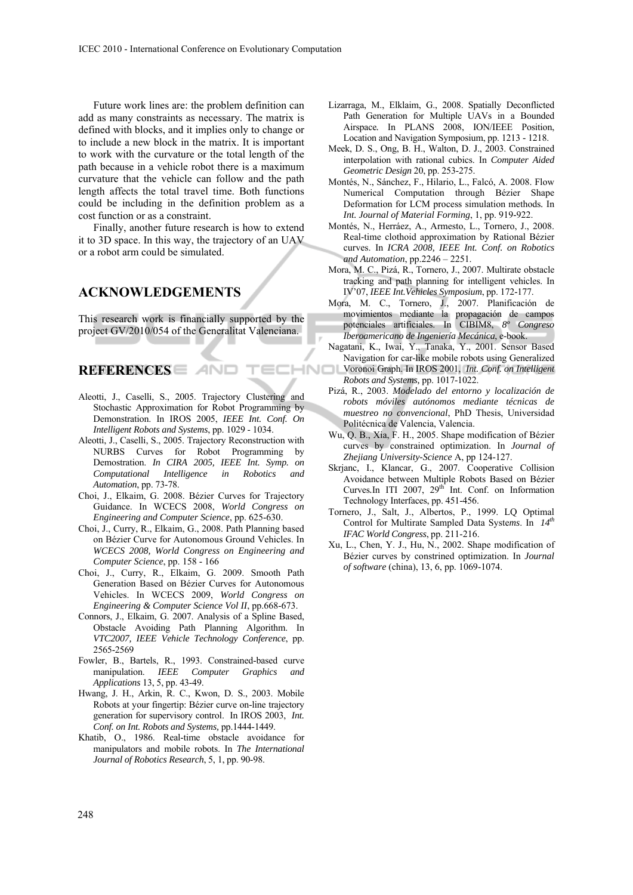Future work lines are: the problem definition can add as many constraints as necessary. The matrix is defined with blocks, and it implies only to change or to include a new block in the matrix. It is important to work with the curvature or the total length of the path because in a vehicle robot there is a maximum curvature that the vehicle can follow and the path length affects the total travel time. Both functions could be including in the definition problem as a cost function or as a constraint.

Finally, another future research is how to extend it to 3D space. In this way, the trajectory of an UAV or a robot arm could be simulated.

## ACKNOWLEDGEMENTS

This research work is financially supported by the project GV/2010/054 of the Generalitat Valenciana.

## REFERENCES

Aleotti, J., Caselli, S., 2005. Trajectory Clustering and Stochastic Approximation for Robot Programming by Demonstration. In IROS 2005, *IEEE Int. Conf. On Intelligent Robots and Systems*, pp. 1029 - 1034.

Aleotti, J., Caselli, S., 2005. Trajectory Reconstruction with NURBS Curves for Robot Programming by Demostration. *In CIRA 2005, IEEE Int. Symp. on Computational Intelligence in Robotics and Automation*, pp. 73-78.

Choi, J., Elkaim, G. 2008. Bézier Curves for Trajectory Guidance. In WCECS 2008, *World Congress on Engineering and Computer Science*, pp. 625-630.

Choi, J., Curry, R., Elkaim, G., 2008. Path Planning based on Bézier Curve for Autonomous Ground Vehicles. In *WCECS 2008, World Congress on Engineering and Computer Science*, pp. 158 - 166

Choi, J., Curry, R., Elkaim, G. 2009. Smooth Path Generation Based on Bézier Curves for Autonomous Vehicles. In WCECS 2009, *World Congress on Engineering & Computer Science Vol II*, pp.668-673.

Connors, J., Elkaim, G. 2007. Analysis of a Spline Based, Obstacle Avoiding Path Planning Algorithm. In *VTC2007, IEEE Vehicle Technology Conference*, pp. 2565-2569

Fowler, B., Bartels, R., 1993. Constrained-based curve manipulation. *IEEE Computer Graphics and Applications* 13, 5, pp. 43-49.

Hwang, J. H., Arkin, R. C., Kwon, D. S., 2003. Mobile Robots at your fingertip: Bézier curve on-line trajectory generation for supervisory control. In IROS 2003, *Int. Conf. on Int. Robots and Systems,* pp.1444-1449.

Khatib, O., 1986. Real-time obstacle avoidance for manipulators and mobile robots. In *The International Journal of Robotics Research*, 5, 1, pp. 90-98.

Lizarraga, M., Elklaim, G., 2008. Spatially Deconflicted Path Generation for Multiple UAVs in a Bounded Airspace. In PLANS 2008, ION/IEEE Position, Location and Navigation Symposium, pp. 1213 - 1218.

Meek, D. S., Ong, B. H., Walton, D. J., 2003. Constrained interpolation with rational cubics. In *Computer Aided Geometric Design* 20, pp. 253-275.

Montés, N., Sánchez, F., Hilario, L., Falcó, A. 2008. Flow Numerical Computation through Bézier Shape Deformation for LCM process simulation methods. In *Int. Journal of Material Forming*, 1, pp. 919-922.

Montés, N., Herráez, A., Armesto, L., Tornero, J., 2008. Real-time clothoid approximation by Rational Bézier curves. In *ICRA 2008, IEEE Int. Conf. on Robotics and Automation*, pp.2246 – 2251.

Mora, M. C., Pizá, R., Tornero, J., 2007. Multirate obstacle tracking and path planning for intelligent vehicles. In IV'07, *IEEE Int.Vehicles Symposium*, pp. 172-177.

Mora, M. C., Tornero, J., 2007. Planificación de movimientos mediante la propagación de campos potenciales artificiales. In CIBIM8, *8º Congreso Iberoamericano de Ingeniería Mecánica*, e-book.

Nagatani, K., Iwai, Y., Tanaka, Y., 2001. Sensor Based Navigation for car-like mobile robots using Generalized Voronoi Graph. In IROS 2001, *Int. Conf. on Intelligent Robots and Systems,* pp. 1017-1022.

Pizá, R., 2003. *Modelado del entorno y localización de robots móviles autónomos mediante técnicas de muestreo no convencional*, PhD Thesis, Universidad Politécnica de Valencia, Valencia.

Wu, Q. B., Xia, F. H., 2005. Shape modification of Bézier curves by constrained optimization. In *Journal of Zhejiang University-Science* A, pp 124-127.

Skrjanc, I., Klancar, G., 2007. Cooperative Collision Avoidance between Multiple Robots Based on Bézier Curves.In ITI 2007, 29th Int. Conf. on Information Technology Interfaces, pp. 451-456.

Tornero, J., Salt, J., Albertos, P., 1999. LQ Optimal Control for Multirate Sampled Data System*s*. In *14th IFAC World Congress*, pp. 211-216.

Xu, L., Chen, Y. J., Hu, N., 2002. Shape modification of Bézier curves by constrined optimization. In *Journal of software* (china), 13, 6, pp. 1069-1074.